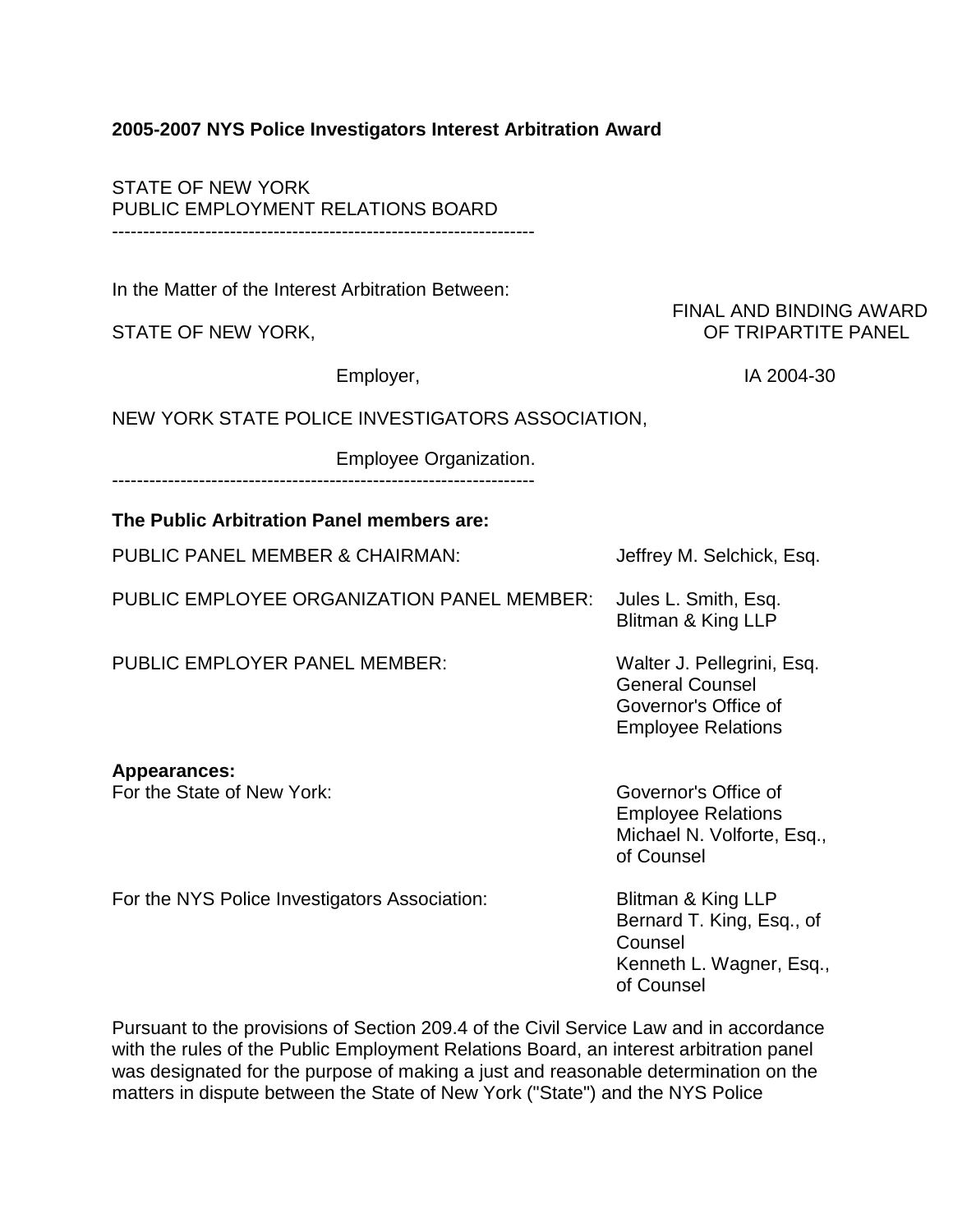**2005-2007 NYS Police Investigators Interest Arbitration Award**

STATE OF NEW YORK
PUBLIC EMPLOYMENT RELATIONS BOARD

---

In the Matter of the Interest Arbitration Between:

STATE OF NEW YORK,

Employer,

NEW YORK STATE POLICE INVESTIGATORS ASSOCIATION,

Employee Organization.

FINAL AND BINDING AWARD OF TRIPARTITE PANEL

IA 2004-30

---

**The Public Arbitration Panel members are:**

| | |
|---|---|
| PUBLIC PANEL MEMBER & CHAIRMAN: | Jeffrey M. Selchick, Esq. |
| PUBLIC EMPLOYEE ORGANIZATION PANEL MEMBER: | Jules L. Smith, Esq.<br>Blitman & King LLP |
| PUBLIC EMPLOYER PANEL MEMBER: | Walter J. Pellegrini, Esq.<br>General Counsel<br>Governor's Office of Employee Relations |

**Appearances:**

| | |
|---|---|
| For the State of New York: | Governor's Office of Employee Relations<br>Michael N. Volforte, Esq., of Counsel |
| For the NYS Police Investigators Association: | Blitman & King LLP<br>Bernard T. King, Esq., of Counsel<br>Kenneth L. Wagner, Esq., of Counsel |

Pursuant to the provisions of Section 209.4 of the Civil Service Law and in accordance with the rules of the Public Employment Relations Board, an interest arbitration panel was designated for the purpose of making a just and reasonable determination on the matters in dispute between the State of New York ("State") and the NYS Police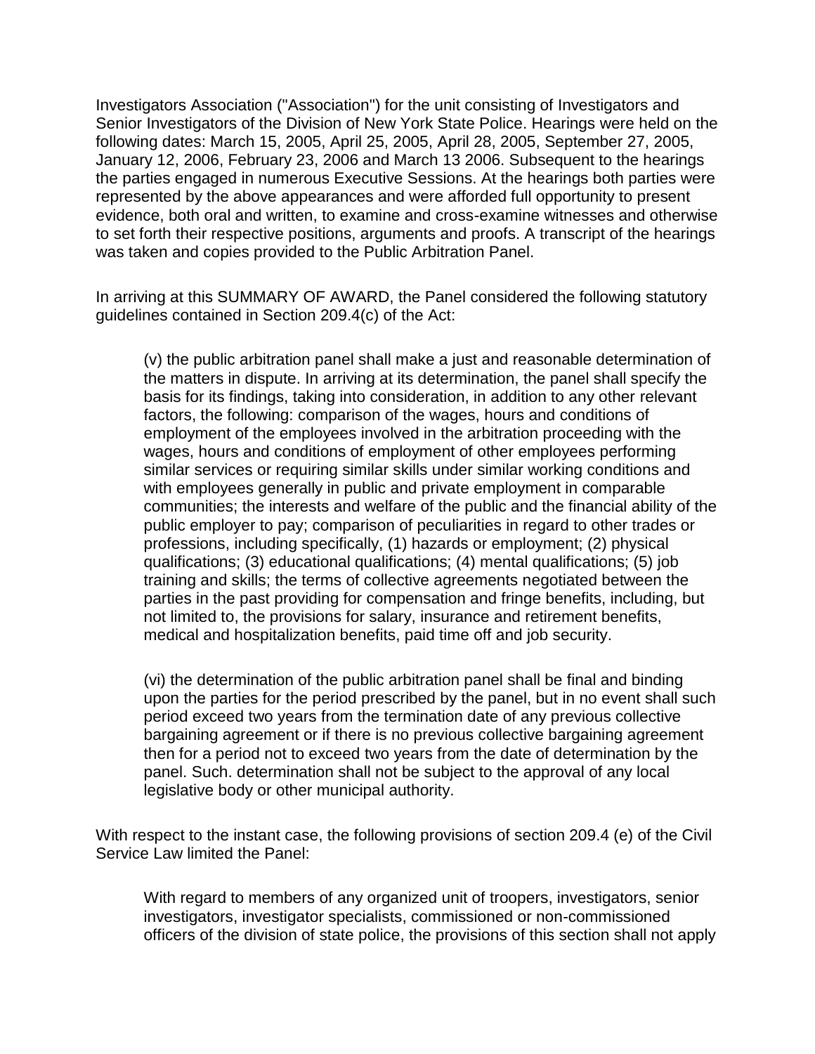Investigators Association ("Association") for the unit consisting of Investigators and Senior Investigators of the Division of New York State Police. Hearings were held on the following dates: March 15, 2005, April 25, 2005, April 28, 2005, September 27, 2005, January 12, 2006, February 23, 2006 and March 13 2006. Subsequent to the hearings the parties engaged in numerous Executive Sessions. At the hearings both parties were represented by the above appearances and were afforded full opportunity to present evidence, both oral and written, to examine and cross-examine witnesses and otherwise to set forth their respective positions, arguments and proofs. A transcript of the hearings was taken and copies provided to the Public Arbitration Panel.

In arriving at this SUMMARY OF AWARD, the Panel considered the following statutory guidelines contained in Section 209.4(c) of the Act:

> (v) the public arbitration panel shall make a just and reasonable determination of the matters in dispute. In arriving at its determination, the panel shall specify the basis for its findings, taking into consideration, in addition to any other relevant factors, the following: comparison of the wages, hours and conditions of employment of the employees involved in the arbitration proceeding with the wages, hours and conditions of employment of other employees performing similar services or requiring similar skills under similar working conditions and with employees generally in public and private employment in comparable communities; the interests and welfare of the public and the financial ability of the public employer to pay; comparison of peculiarities in regard to other trades or professions, including specifically, (1) hazards or employment; (2) physical qualifications; (3) educational qualifications; (4) mental qualifications; (5) job training and skills; the terms of collective agreements negotiated between the parties in the past providing for compensation and fringe benefits, including, but not limited to, the provisions for salary, insurance and retirement benefits, medical and hospitalization benefits, paid time off and job security.

> (vi) the determination of the public arbitration panel shall be final and binding upon the parties for the period prescribed by the panel, but in no event shall such period exceed two years from the termination date of any previous collective bargaining agreement or if there is no previous collective bargaining agreement then for a period not to exceed two years from the date of determination by the panel. Such. determination shall not be subject to the approval of any local legislative body or other municipal authority.

With respect to the instant case, the following provisions of section 209.4 (e) of the Civil Service Law limited the Panel:

> With regard to members of any organized unit of troopers, investigators, senior investigators, investigator specialists, commissioned or non-commissioned officers of the division of state police, the provisions of this section shall not apply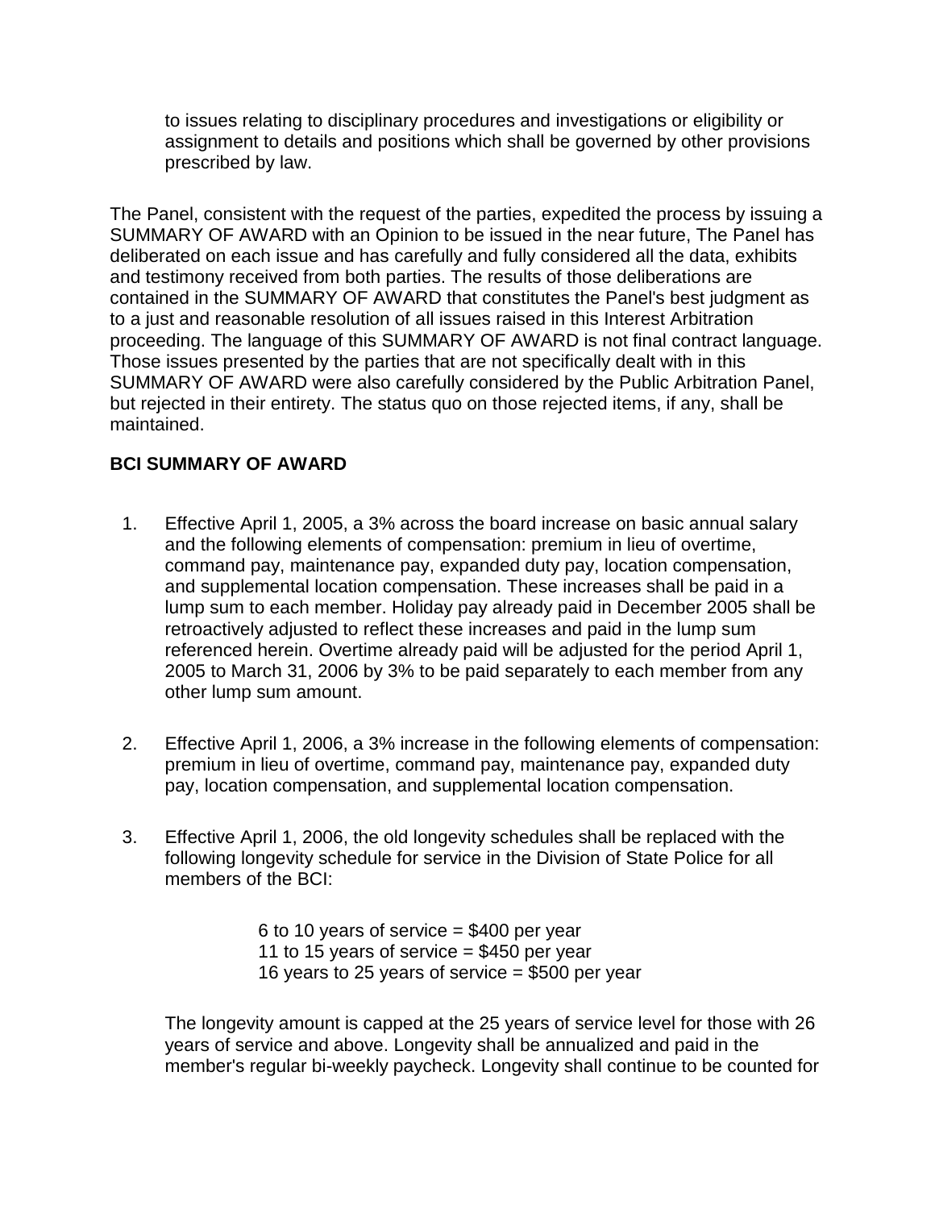to issues relating to disciplinary procedures and investigations or eligibility or assignment to details and positions which shall be governed by other provisions prescribed by law.

The Panel, consistent with the request of the parties, expedited the process by issuing a SUMMARY OF AWARD with an Opinion to be issued in the near future, The Panel has deliberated on each issue and has carefully and fully considered all the data, exhibits and testimony received from both parties. The results of those deliberations are contained in the SUMMARY OF AWARD that constitutes the Panel's best judgment as to a just and reasonable resolution of all issues raised in this Interest Arbitration proceeding. The language of this SUMMARY OF AWARD is not final contract language. Those issues presented by the parties that are not specifically dealt with in this SUMMARY OF AWARD were also carefully considered by the Public Arbitration Panel, but rejected in their entirety. The status quo on those rejected items, if any, shall be maintained.

**BCI SUMMARY OF AWARD**

1. Effective April 1, 2005, a 3% across the board increase on basic annual salary and the following elements of compensation: premium in lieu of overtime, command pay, maintenance pay, expanded duty pay, location compensation, and supplemental location compensation. These increases shall be paid in a lump sum to each member. Holiday pay already paid in December 2005 shall be retroactively adjusted to reflect these increases and paid in the lump sum referenced herein. Overtime already paid will be adjusted for the period April 1, 2005 to March 31, 2006 by 3% to be paid separately to each member from any other lump sum amount.

2. Effective April 1, 2006, a 3% increase in the following elements of compensation: premium in lieu of overtime, command pay, maintenance pay, expanded duty pay, location compensation, and supplemental location compensation.

3. Effective April 1, 2006, the old longevity schedules shall be replaced with the following longevity schedule for service in the Division of State Police for all members of the BCI:

   6 to 10 years of service = $400 per year
   11 to 15 years of service = $450 per year
   16 years to 25 years of service = $500 per year

   The longevity amount is capped at the 25 years of service level for those with 26 years of service and above. Longevity shall be annualized and paid in the member's regular bi-weekly paycheck. Longevity shall continue to be counted for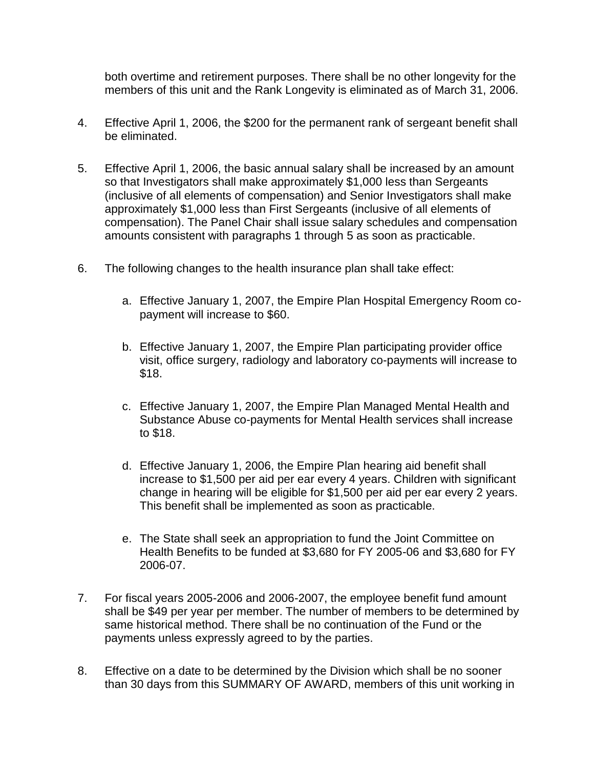both overtime and retirement purposes. There shall be no other longevity for the members of this unit and the Rank Longevity is eliminated as of March 31, 2006.

4. Effective April 1, 2006, the $200 for the permanent rank of sergeant benefit shall be eliminated.

5. Effective April 1, 2006, the basic annual salary shall be increased by an amount so that Investigators shall make approximately $1,000 less than Sergeants (inclusive of all elements of compensation) and Senior Investigators shall make approximately $1,000 less than First Sergeants (inclusive of all elements of compensation). The Panel Chair shall issue salary schedules and compensation amounts consistent with paragraphs 1 through 5 as soon as practicable.

6. The following changes to the health insurance plan shall take effect:

   a. Effective January 1, 2007, the Empire Plan Hospital Emergency Room co-payment will increase to $60.

   b. Effective January 1, 2007, the Empire Plan participating provider office visit, office surgery, radiology and laboratory co-payments will increase to $18.

   c. Effective January 1, 2007, the Empire Plan Managed Mental Health and Substance Abuse co-payments for Mental Health services shall increase to $18.

   d. Effective January 1, 2006, the Empire Plan hearing aid benefit shall increase to $1,500 per aid per ear every 4 years. Children with significant change in hearing will be eligible for $1,500 per aid per ear every 2 years. This benefit shall be implemented as soon as practicable.

   e. The State shall seek an appropriation to fund the Joint Committee on Health Benefits to be funded at $3,680 for FY 2005-06 and $3,680 for FY 2006-07.

7. For fiscal years 2005-2006 and 2006-2007, the employee benefit fund amount shall be $49 per year per member. The number of members to be determined by same historical method. There shall be no continuation of the Fund or the payments unless expressly agreed to by the parties.

8. Effective on a date to be determined by the Division which shall be no sooner than 30 days from this SUMMARY OF AWARD, members of this unit working in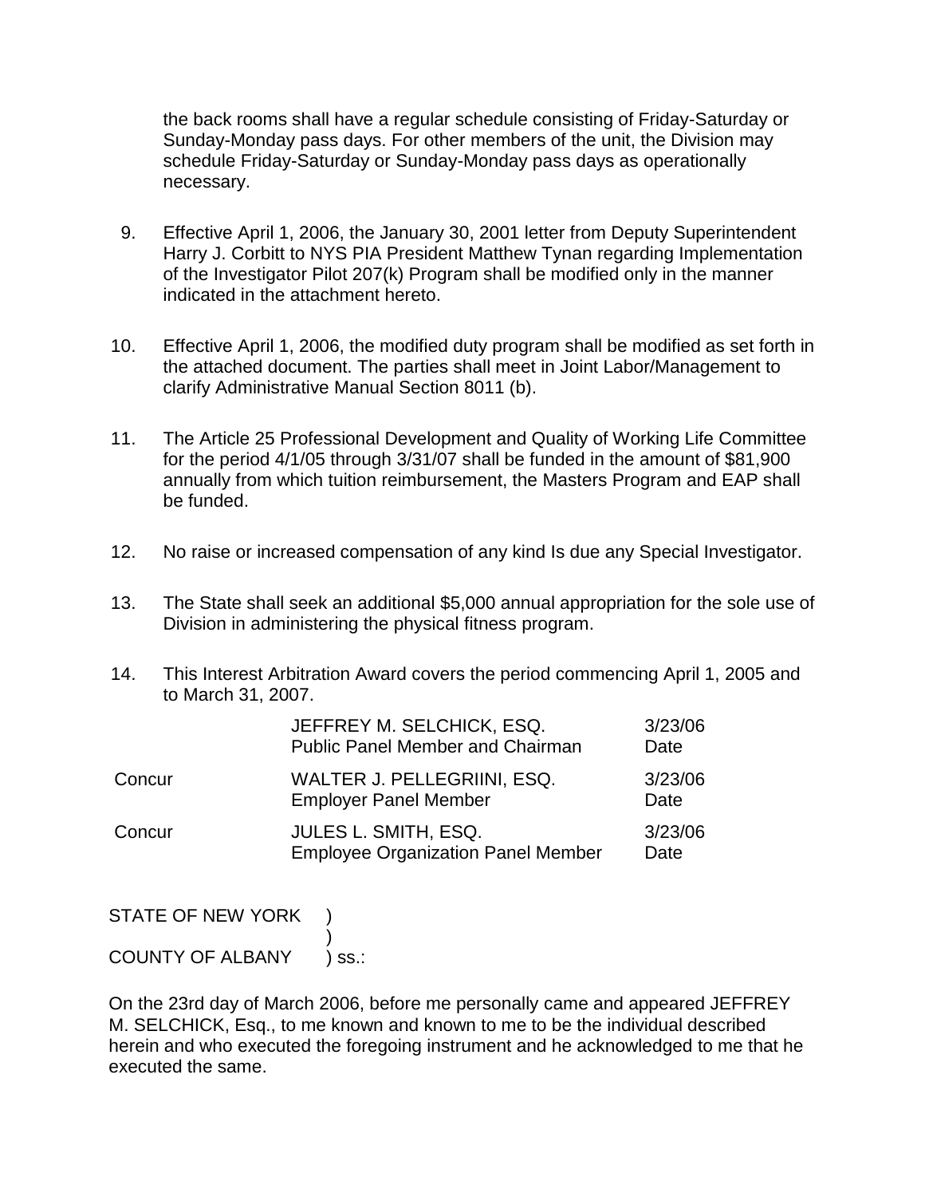the back rooms shall have a regular schedule consisting of Friday-Saturday or Sunday-Monday pass days. For other members of the unit, the Division may schedule Friday-Saturday or Sunday-Monday pass days as operationally necessary.

9. Effective April 1, 2006, the January 30, 2001 letter from Deputy Superintendent Harry J. Corbitt to NYS PIA President Matthew Tynan regarding Implementation of the Investigator Pilot 207(k) Program shall be modified only in the manner indicated in the attachment hereto.

10. Effective April 1, 2006, the modified duty program shall be modified as set forth in the attached document. The parties shall meet in Joint Labor/Management to clarify Administrative Manual Section 8011 (b).

11. The Article 25 Professional Development and Quality of Working Life Committee for the period 4/1/05 through 3/31/07 shall be funded in the amount of $81,900 annually from which tuition reimbursement, the Masters Program and EAP shall be funded.

12. No raise or increased compensation of any kind Is due any Special Investigator.

13. The State shall seek an additional $5,000 annual appropriation for the sole use of Division in administering the physical fitness program.

14. This Interest Arbitration Award covers the period commencing April 1, 2005 and to March 31, 2007.

| | | |
|---|---|---|
| | JEFFREY M. SELCHICK, ESQ.<br>Public Panel Member and Chairman | 3/23/06<br>Date |
| Concur | WALTER J. PELLEGRIINI, ESQ.<br>Employer Panel Member | 3/23/06<br>Date |
| Concur | JULES L. SMITH, ESQ.<br>Employee Organization Panel Member | 3/23/06<br>Date |

STATE OF NEW YORK )
)
COUNTY OF ALBANY ) ss.:

On the 23rd day of March 2006, before me personally came and appeared JEFFREY M. SELCHICK, Esq., to me known and known to me to be the individual described herein and who executed the foregoing instrument and he acknowledged to me that he executed the same.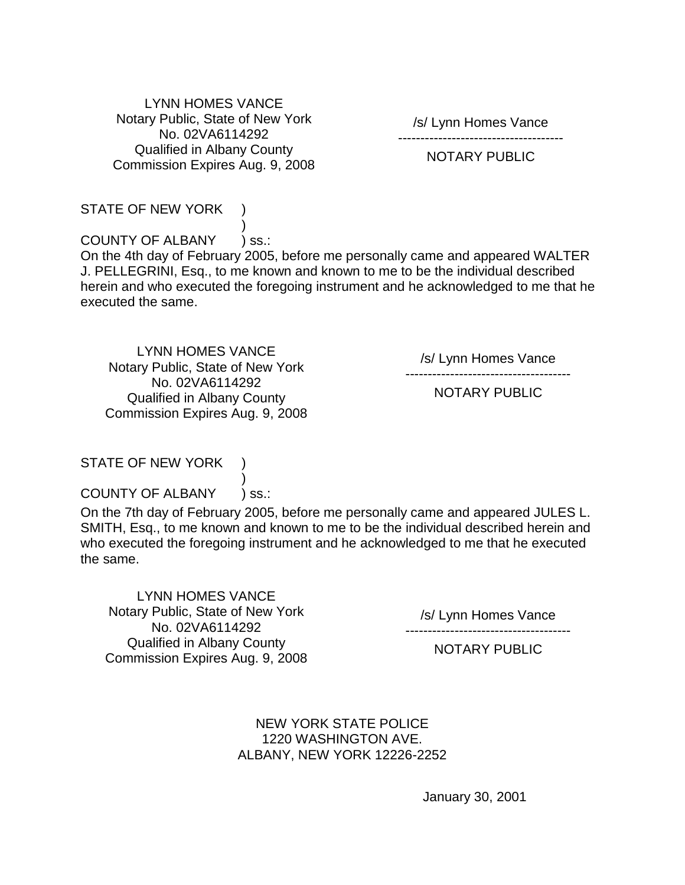LYNN HOMES VANCE
Notary Public, State of New York
No. 02VA6114292
Qualified in Albany County
Commission Expires Aug. 9, 2008

/s/ Lynn Homes Vance
------------------------------------
NOTARY PUBLIC

STATE OF NEW YORK )
)
COUNTY OF ALBANY ) ss.:

On the 4th day of February 2005, before me personally came and appeared WALTER J. PELLEGRINI, Esq., to me known and known to me to be the individual described herein and who executed the foregoing instrument and he acknowledged to me that he executed the same.

LYNN HOMES VANCE
Notary Public, State of New York
No. 02VA6114292
Qualified in Albany County
Commission Expires Aug. 9, 2008

/s/ Lynn Homes Vance
------------------------------------
NOTARY PUBLIC

STATE OF NEW YORK )
)
COUNTY OF ALBANY ) ss.:

On the 7th day of February 2005, before me personally came and appeared JULES L. SMITH, Esq., to me known and known to me to be the individual described herein and who executed the foregoing instrument and he acknowledged to me that he executed the same.

LYNN HOMES VANCE
Notary Public, State of New York
No. 02VA6114292
Qualified in Albany County
Commission Expires Aug. 9, 2008

/s/ Lynn Homes Vance
------------------------------------
NOTARY PUBLIC

NEW YORK STATE POLICE
1220 WASHINGTON AVE.
ALBANY, NEW YORK 12226-2252

January 30, 2001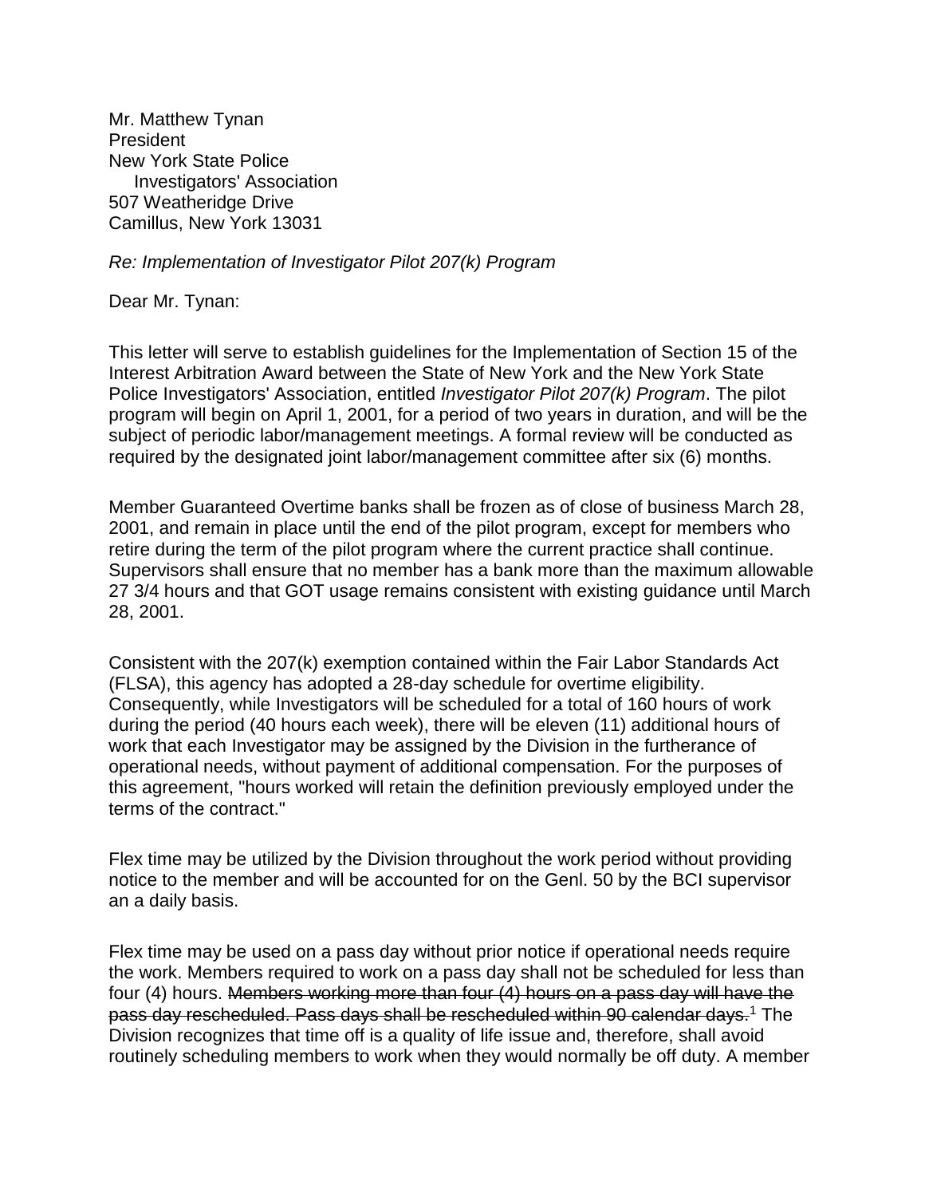Mr. Matthew Tynan
President
New York State Police
Investigators' Association
507 Weatheridge Drive
Camillus, New York 13031

*Re: Implementation of Investigator Pilot 207(k) Program*

Dear Mr. Tynan:

This letter will serve to establish guidelines for the Implementation of Section 15 of the Interest Arbitration Award between the State of New York and the New York State Police Investigators' Association, entitled *Investigator Pilot 207(k) Program*. The pilot program will begin on April 1, 2001, for a period of two years in duration, and will be the subject of periodic labor/management meetings. A formal review will be conducted as required by the designated joint labor/management committee after six (6) months.

Member Guaranteed Overtime banks shall be frozen as of close of business March 28, 2001, and remain in place until the end of the pilot program, except for members who retire during the term of the pilot program where the current practice shall continue. Supervisors shall ensure that no member has a bank more than the maximum allowable 27 3/4 hours and that GOT usage remains consistent with existing guidance until March 28, 2001.

Consistent with the 207(k) exemption contained within the Fair Labor Standards Act (FLSA), this agency has adopted a 28-day schedule for overtime eligibility. Consequently, while Investigators will be scheduled for a total of 160 hours of work during the period (40 hours each week), there will be eleven (11) additional hours of work that each Investigator may be assigned by the Division in the furtherance of operational needs, without payment of additional compensation. For the purposes of this agreement, "hours worked will retain the definition previously employed under the terms of the contract."

Flex time may be utilized by the Division throughout the work period without providing notice to the member and will be accounted for on the Genl. 50 by the BCI supervisor an a daily basis.

Flex time may be used on a pass day without prior notice if operational needs require the work. Members required to work on a pass day shall not be scheduled for less than four (4) hours. ~~Members working more than four (4) hours on a pass day will have the pass day rescheduled. Pass days shall be rescheduled within 90 calendar days.~~[1] The Division recognizes that time off is a quality of life issue and, therefore, shall avoid routinely scheduling members to work when they would normally be off duty. A member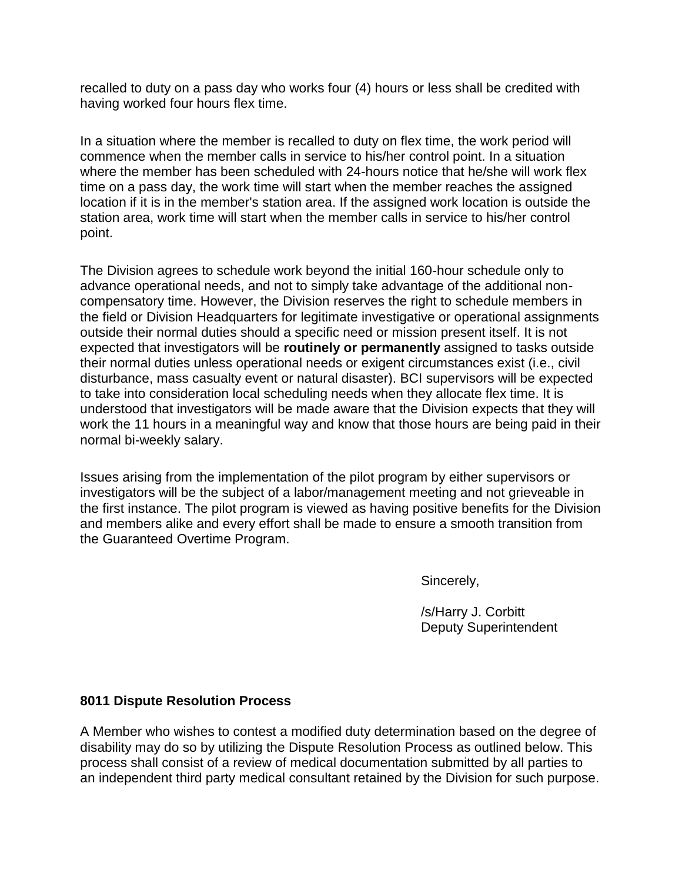recalled to duty on a pass day who works four (4) hours or less shall be credited with having worked four hours flex time.

In a situation where the member is recalled to duty on flex time, the work period will commence when the member calls in service to his/her control point. In a situation where the member has been scheduled with 24-hours notice that he/she will work flex time on a pass day, the work time will start when the member reaches the assigned location if it is in the member's station area. If the assigned work location is outside the station area, work time will start when the member calls in service to his/her control point.

The Division agrees to schedule work beyond the initial 160-hour schedule only to advance operational needs, and not to simply take advantage of the additional non-compensatory time. However, the Division reserves the right to schedule members in the field or Division Headquarters for legitimate investigative or operational assignments outside their normal duties should a specific need or mission present itself. It is not expected that investigators will be **routinely or permanently** assigned to tasks outside their normal duties unless operational needs or exigent circumstances exist (i.e., civil disturbance, mass casualty event or natural disaster). BCI supervisors will be expected to take into consideration local scheduling needs when they allocate flex time. It is understood that investigators will be made aware that the Division expects that they will work the 11 hours in a meaningful way and know that those hours are being paid in their normal bi-weekly salary.

Issues arising from the implementation of the pilot program by either supervisors or investigators will be the subject of a labor/management meeting and not grieveable in the first instance. The pilot program is viewed as having positive benefits for the Division and members alike and every effort shall be made to ensure a smooth transition from the Guaranteed Overtime Program.

Sincerely,

/s/Harry J. Corbitt
Deputy Superintendent

**8011 Dispute Resolution Process**

A Member who wishes to contest a modified duty determination based on the degree of disability may do so by utilizing the Dispute Resolution Process as outlined below. This process shall consist of a review of medical documentation submitted by all parties to an independent third party medical consultant retained by the Division for such purpose.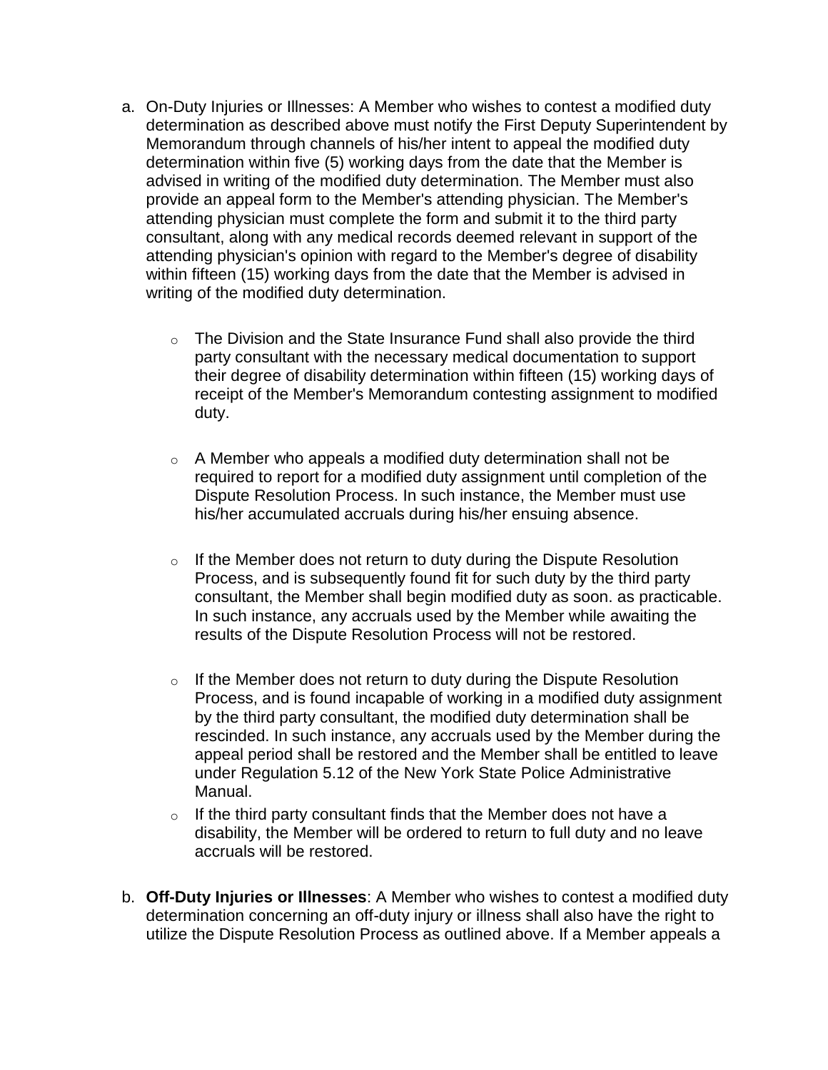a. On-Duty Injuries or Illnesses: A Member who wishes to contest a modified duty determination as described above must notify the First Deputy Superintendent by Memorandum through channels of his/her intent to appeal the modified duty determination within five (5) working days from the date that the Member is advised in writing of the modified duty determination. The Member must also provide an appeal form to the Member's attending physician. The Member's attending physician must complete the form and submit it to the third party consultant, along with any medical records deemed relevant in support of the attending physician's opinion with regard to the Member's degree of disability within fifteen (15) working days from the date that the Member is advised in writing of the modified duty determination.

   - The Division and the State Insurance Fund shall also provide the third party consultant with the necessary medical documentation to support their degree of disability determination within fifteen (15) working days of receipt of the Member's Memorandum contesting assignment to modified duty.
   - A Member who appeals a modified duty determination shall not be required to report for a modified duty assignment until completion of the Dispute Resolution Process. In such instance, the Member must use his/her accumulated accruals during his/her ensuing absence.
   - If the Member does not return to duty during the Dispute Resolution Process, and is subsequently found fit for such duty by the third party consultant, the Member shall begin modified duty as soon. as practicable. In such instance, any accruals used by the Member while awaiting the results of the Dispute Resolution Process will not be restored.
   - If the Member does not return to duty during the Dispute Resolution Process, and is found incapable of working in a modified duty assignment by the third party consultant, the modified duty determination shall be rescinded. In such instance, any accruals used by the Member during the appeal period shall be restored and the Member shall be entitled to leave under Regulation 5.12 of the New York State Police Administrative Manual.
   - If the third party consultant finds that the Member does not have a disability, the Member will be ordered to return to full duty and no leave accruals will be restored.

b. **Off-Duty Injuries or Illnesses**: A Member who wishes to contest a modified duty determination concerning an off-duty injury or illness shall also have the right to utilize the Dispute Resolution Process as outlined above. If a Member appeals a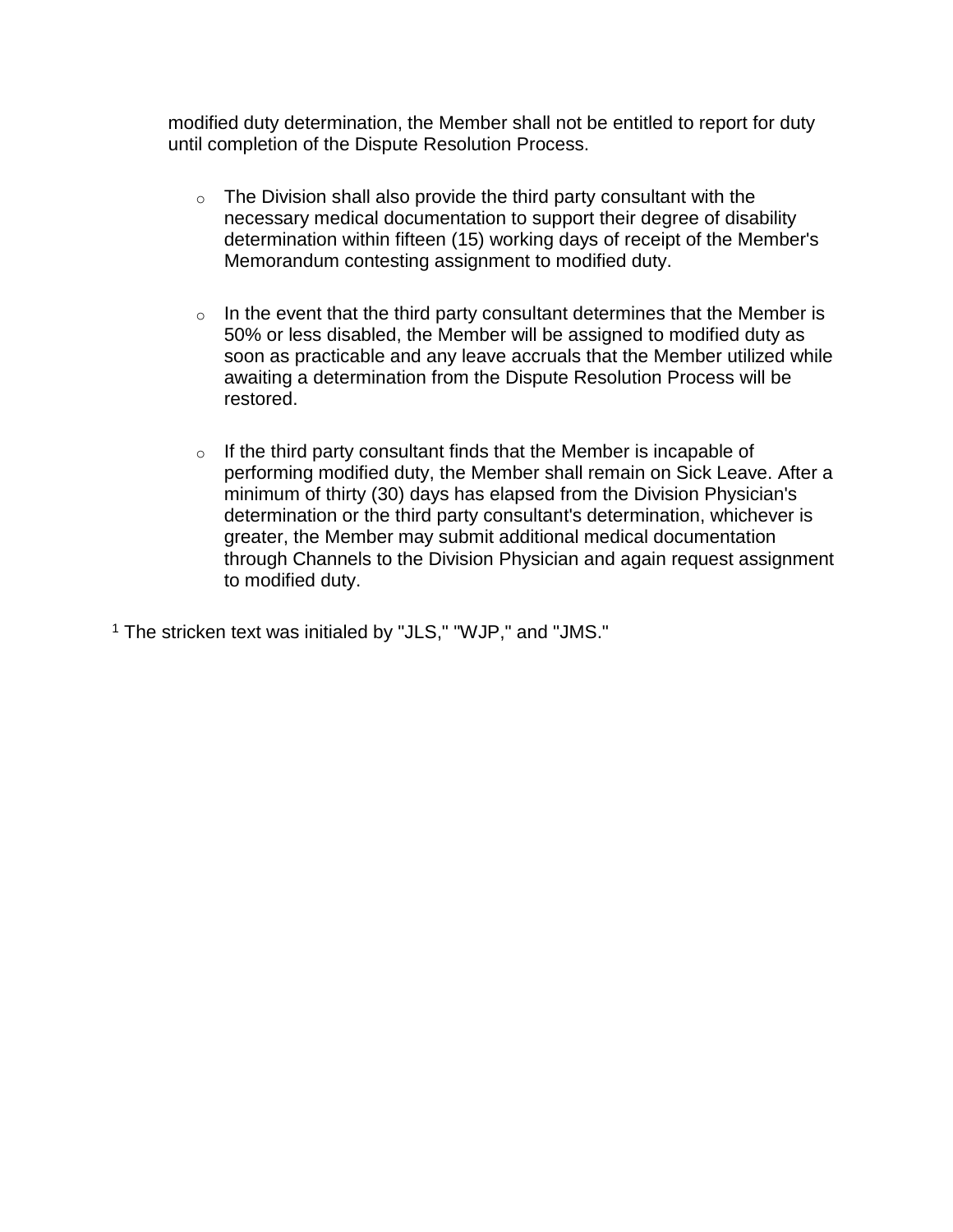modified duty determination, the Member shall not be entitled to report for duty until completion of the Dispute Resolution Process.

- The Division shall also provide the third party consultant with the necessary medical documentation to support their degree of disability determination within fifteen (15) working days of receipt of the Member's Memorandum contesting assignment to modified duty.

- In the event that the third party consultant determines that the Member is 50% or less disabled, the Member will be assigned to modified duty as soon as practicable and any leave accruals that the Member utilized while awaiting a determination from the Dispute Resolution Process will be restored.

- If the third party consultant finds that the Member is incapable of performing modified duty, the Member shall remain on Sick Leave. After a minimum of thirty (30) days has elapsed from the Division Physician's determination or the third party consultant's determination, whichever is greater, the Member may submit additional medical documentation through Channels to the Division Physician and again request assignment to modified duty.

[1] The stricken text was initialed by "JLS," "WJP," and "JMS."